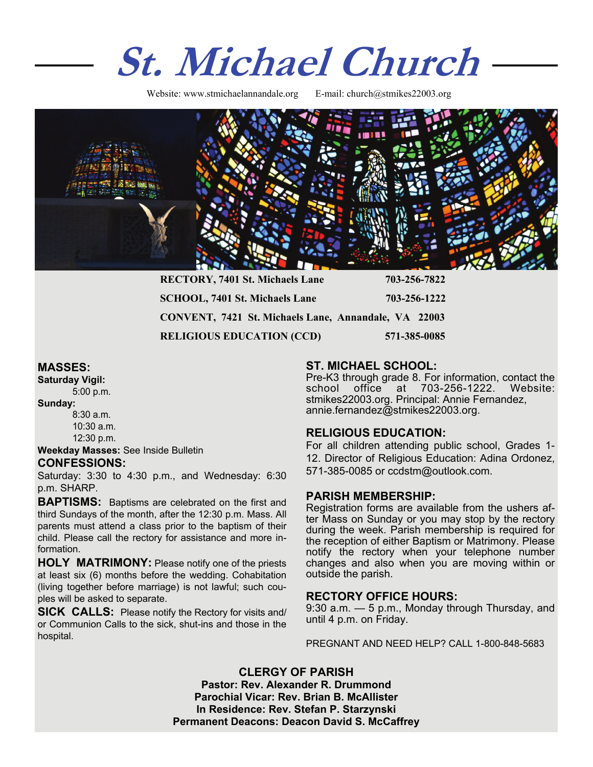# St. Michael Church

Website: www.stmichaelannandale.org E-mail: church@stmikes22003.org

**RECTORY, 7401 St. Michaels Lane** **703-256-7822**

**SCHOOL, 7401 St. Michaels Lane** **703-256-1222**

**CONVENT, 7421 St. Michaels Lane, Annandale, VA 22003**

**RELIGIOUS EDUCATION (CCD)** **571-385-0085**

## MASSES:

**Saturday Vigil:**
5:00 p.m.

**Sunday:**
8:30 a.m.
10:30 a.m.
12:30 p.m.

**Weekday Masses:** See Inside Bulletin

## CONFESSIONS:

Saturday: 3:30 to 4:30 p.m., and Wednesday: 6:30 p.m. SHARP.

**BAPTISMS:** Baptisms are celebrated on the first and third Sundays of the month, after the 12:30 p.m. Mass. All parents must attend a class prior to the baptism of their child. Please call the rectory for assistance and more information.

**HOLY MATRIMONY:** Please notify one of the priests at least six (6) months before the wedding. Cohabitation (living together before marriage) is not lawful; such couples will be asked to separate.

**SICK CALLS:** Please notify the Rectory for visits and/or Communion Calls to the sick, shut-ins and those in the hospital.

## ST. MICHAEL SCHOOL:

Pre-K3 through grade 8. For information, contact the school office at 703-256-1222. Website: stmikes22003.org. Principal: Annie Fernandez, annie.fernandez@stmikes22003.org.

## RELIGIOUS EDUCATION:

For all children attending public school, Grades 1-12. Director of Religious Education: Adina Ordonez, 571-385-0085 or ccdstm@outlook.com.

## PARISH MEMBERSHIP:

Registration forms are available from the ushers after Mass on Sunday or you may stop by the rectory during the week. Parish membership is required for the reception of either Baptism or Matrimony. Please notify the rectory when your telephone number changes and also when you are moving within or outside the parish.

## RECTORY OFFICE HOURS:

9:30 a.m. — 5 p.m., Monday through Thursday, and until 4 p.m. on Friday.

PREGNANT AND NEED HELP? CALL 1-800-848-5683

## CLERGY OF PARISH

**Pastor: Rev. Alexander R. Drummond**
**Parochial Vicar: Rev. Brian B. McAllister**
**In Residence: Rev. Stefan P. Starzynski**
**Permanent Deacons: Deacon David S. McCaffrey**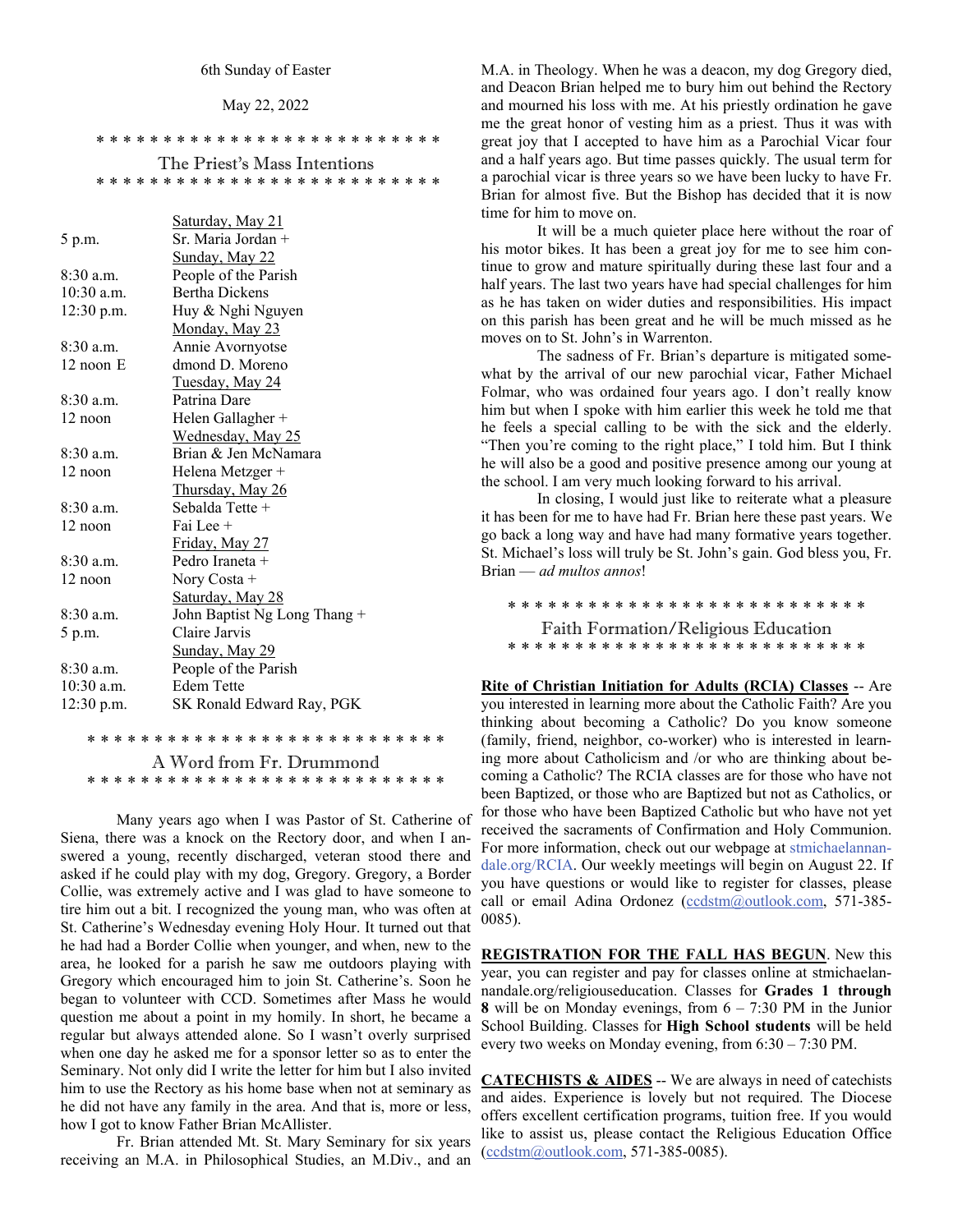6th Sunday of Easter

May 22, 2022

* * * * * * * * * * * * * * * * * * * * * * * * * *

## The Priest's Mass Intentions

* * * * * * * * * * * * * * * * * * * * * * * * * *

| | |
|---|---|
| | Saturday, May 21 |
| 5 p.m. | Sr. Maria Jordan + |
| | Sunday, May 22 |
| 8:30 a.m. | People of the Parish |
| 10:30 a.m. | Bertha Dickens |
| 12:30 p.m. | Huy & Nghi Nguyen |
| | Monday, May 23 |
| 8:30 a.m. | Annie Avornyotse |
| 12 noon E | dmond D. Moreno |
| | Tuesday, May 24 |
| 8:30 a.m. | Patrina Dare |
| 12 noon | Helen Gallagher + |
| | Wednesday, May 25 |
| 8:30 a.m. | Brian & Jen McNamara |
| 12 noon | Helena Metzger + |
| | Thursday, May 26 |
| 8:30 a.m. | Sebalda Tette + |
| 12 noon | Fai Lee + |
| | Friday, May 27 |
| 8:30 a.m. | Pedro Iraneta + |
| 12 noon | Nory Costa + |
| | Saturday, May 28 |
| 8:30 a.m. | John Baptist Ng Long Thang + |
| 5 p.m. | Claire Jarvis |
| | Sunday, May 29 |
| 8:30 a.m. | People of the Parish |
| 10:30 a.m. | Edem Tette |
| 12:30 p.m. | SK Ronald Edward Ray, PGK |

* * * * * * * * * * * * * * * * * * * * * * * * * *

## A Word from Fr. Drummond

* * * * * * * * * * * * * * * * * * * * * * * * * *

Many years ago when I was Pastor of St. Catherine of Siena, there was a knock on the Rectory door, and when I answered a young, recently discharged, veteran stood there and asked if he could play with my dog, Gregory. Gregory, a Border Collie, was extremely active and I was glad to have someone to tire him out a bit. I recognized the young man, who was often at St. Catherine's Wednesday evening Holy Hour. It turned out that he had had a Border Collie when younger, and when, new to the area, he looked for a parish he saw me outdoors playing with Gregory which encouraged him to join St. Catherine's. Soon he began to volunteer with CCD. Sometimes after Mass he would question me about a point in my homily. In short, he became a regular but always attended alone. So I wasn't overly surprised when one day he asked me for a sponsor letter so as to enter the Seminary. Not only did I write the letter for him but I also invited him to use the Rectory as his home base when not at seminary as he did not have any family in the area. And that is, more or less, how I got to know Father Brian McAllister.

Fr. Brian attended Mt. St. Mary Seminary for six years receiving an M.A. in Philosophical Studies, an M.Div., and an M.A. in Theology. When he was a deacon, my dog Gregory died, and Deacon Brian helped me to bury him out behind the Rectory and mourned his loss with me. At his priestly ordination he gave me the great honor of vesting him as a priest. Thus it was with great joy that I accepted to have him as a Parochial Vicar four and a half years ago. But time passes quickly. The usual term for a parochial vicar is three years so we have been lucky to have Fr. Brian for almost five. But the Bishop has decided that it is now time for him to move on.

It will be a much quieter place here without the roar of his motor bikes. It has been a great joy for me to see him continue to grow and mature spiritually during these last four and a half years. The last two years have had special challenges for him as he has taken on wider duties and responsibilities. His impact on this parish has been great and he will be much missed as he moves on to St. John's in Warrenton.

The sadness of Fr. Brian's departure is mitigated somewhat by the arrival of our new parochial vicar, Father Michael Folmar, who was ordained four years ago. I don't really know him but when I spoke with him earlier this week he told me that he feels a special calling to be with the sick and the elderly. "Then you're coming to the right place," I told him. But I think he will also be a good and positive presence among our young at the school. I am very much looking forward to his arrival.

In closing, I would just like to reiterate what a pleasure it has been for me to have had Fr. Brian here these past years. We go back a long way and have had many formative years together. St. Michael's loss will truly be St. John's gain. God bless you, Fr. Brian — *ad multos annos*!

* * * * * * * * * * * * * * * * * * * * * * * * * *

## Faith Formation/Religious Education

* * * * * * * * * * * * * * * * * * * * * * * * * *

**Rite of Christian Initiation for Adults (RCIA) Classes** -- Are you interested in learning more about the Catholic Faith? Are you thinking about becoming a Catholic? Do you know someone (family, friend, neighbor, co-worker) who is interested in learning more about Catholicism and /or who are thinking about becoming a Catholic? The RCIA classes are for those who have not been Baptized, or those who are Baptized but not as Catholics, or for those who have been Baptized Catholic but who have not yet received the sacraments of Confirmation and Holy Communion. For more information, check out our webpage at stmichaelannandale.org/RCIA. Our weekly meetings will begin on August 22. If you have questions or would like to register for classes, please call or email Adina Ordonez (ccdstm@outlook.com, 571-385-0085).

**REGISTRATION FOR THE FALL HAS BEGUN**. New this year, you can register and pay for classes online at stmichaelannandale.org/religiouseducation. Classes for **Grades 1 through 8** will be on Monday evenings, from 6 – 7:30 PM in the Junior School Building. Classes for **High School students** will be held every two weeks on Monday evening, from 6:30 – 7:30 PM.

**CATECHISTS & AIDES** -- We are always in need of catechists and aides. Experience is lovely but not required. The Diocese offers excellent certification programs, tuition free. If you would like to assist us, please contact the Religious Education Office (ccdstm@outlook.com, 571-385-0085).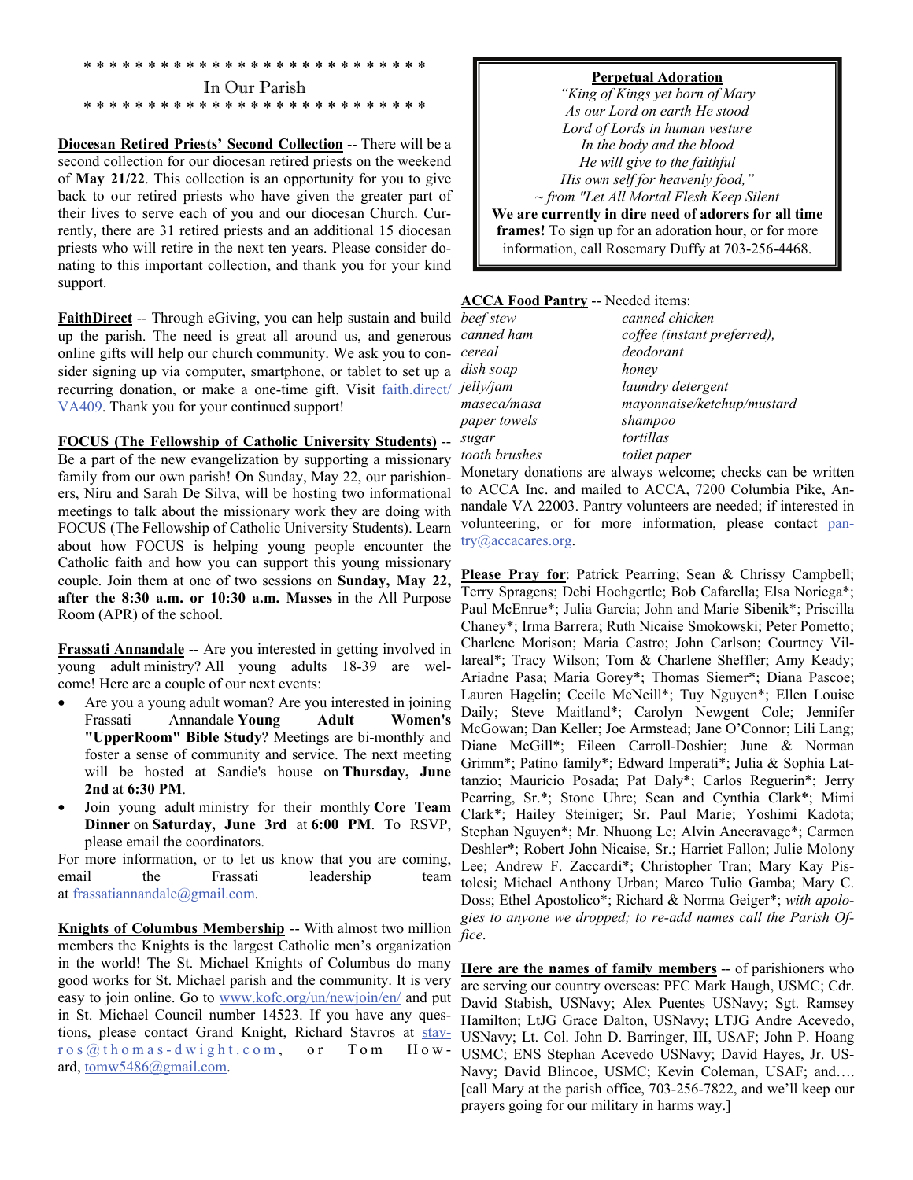\* \* \* \* \* \* \* \* \* \* \* \* \* \* \* \* \* \* \* \* \* \* \* \* \* \* \* \*

## In Our Parish

\* \* \* \* \* \* \* \* \* \* \* \* \* \* \* \* \* \* \* \* \* \* \* \* \* \* \* \*

**Diocesan Retired Priests' Second Collection** -- There will be a second collection for our diocesan retired priests on the weekend of **May 21/22**. This collection is an opportunity for you to give back to our retired priests who have given the greater part of their lives to serve each of you and our diocesan Church. Currently, there are 31 retired priests and an additional 15 diocesan priests who will retire in the next ten years. Please consider donating to this important collection, and thank you for your kind support.

**FaithDirect** -- Through eGiving, you can help sustain and build up the parish. The need is great all around us, and generous online gifts will help our church community. We ask you to consider signing up via computer, smartphone, or tablet to set up a recurring donation, or make a one-time gift. Visit faith.direct/VA409. Thank you for your continued support!

**FOCUS (The Fellowship of Catholic University Students)** -- Be a part of the new evangelization by supporting a missionary family from our own parish! On Sunday, May 22, our parishioners, Niru and Sarah De Silva, will be hosting two informational meetings to talk about the missionary work they are doing with FOCUS (The Fellowship of Catholic University Students). Learn about how FOCUS is helping young people encounter the Catholic faith and how you can support this young missionary couple. Join them at one of two sessions on **Sunday, May 22, after the 8:30 a.m. or 10:30 a.m. Masses** in the All Purpose Room (APR) of the school.

**Frassati Annandale** -- Are you interested in getting involved in young adult ministry? All young adults 18-39 are welcome! Here are a couple of our next events:

- Are you a young adult woman? Are you interested in joining Frassati Annandale **Young Adult Women's "UpperRoom" Bible Study**? Meetings are bi-monthly and foster a sense of community and service. The next meeting will be hosted at Sandie's house on **Thursday, June 2nd** at **6:30 PM**.
- Join young adult ministry for their monthly **Core Team Dinner** on **Saturday, June 3rd** at **6:00 PM**. To RSVP, please email the coordinators.

For more information, or to let us know that you are coming, email the Frassati leadership team at frassatiannandale@gmail.com.

**Knights of Columbus Membership** -- With almost two million members the Knights is the largest Catholic men's organization in the world! The St. Michael Knights of Columbus do many good works for St. Michael parish and the community. It is very easy to join online. Go to www.kofc.org/un/newjoin/en/ and put in St. Michael Council number 14523. If you have any questions, please contact Grand Knight, Richard Stavros at stavros@thomas-dwight.com, or Tom Howard, tomw5486@gmail.com.

**Perpetual Adoration**

*"King of Kings yet born of Mary*
*As our Lord on earth He stood*
*Lord of Lords in human vesture*
*In the body and the blood*
*He will give to the faithful*
*His own self for heavenly food,"*
*~ from "Let All Mortal Flesh Keep Silent*

**We are currently in dire need of adorers for all time frames!** To sign up for an adoration hour, or for more information, call Rosemary Duffy at 703-256-4468.

**ACCA Food Pantry** -- Needed items:

| | |
|---|---|
| *beef stew* | *canned chicken* |
| *canned ham* | *coffee (instant preferred),* |
| *cereal* | *deodorant* |
| *dish soap* | *honey* |
| *jelly/jam* | *laundry detergent* |
| *maseca/masa* | *mayonnaise/ketchup/mustard* |
| *paper towels* | *shampoo* |
| *sugar* | *tortillas* |
| *tooth brushes* | *toilet paper* |

Monetary donations are always welcome; checks can be written to ACCA Inc. and mailed to ACCA, 7200 Columbia Pike, Annandale VA 22003. Pantry volunteers are needed; if interested in volunteering, or for more information, please contact pantry@accacares.org.

**Please Pray for**: Patrick Pearring; Sean & Chrissy Campbell; Terry Spragens; Debi Hochgertle; Bob Cafarella; Elsa Noriega\*; Paul McEnrue\*; Julia Garcia; John and Marie Sibenik\*; Priscilla Chaney\*; Irma Barrera; Ruth Nicaise Smokowski; Peter Pometto; Charlene Morison; Maria Castro; John Carlson; Courtney Villareal\*; Tracy Wilson; Tom & Charlene Sheffler; Amy Keady; Ariadne Pasa; Maria Gorey\*; Thomas Siemer\*; Diana Pascoe; Lauren Hagelin; Cecile McNeill\*; Tuy Nguyen\*; Ellen Louise Daily; Steve Maitland\*; Carolyn Newgent Cole; Jennifer McGowan; Dan Keller; Joe Armstead; Jane O'Connor; Lili Lang; Diane McGill\*; Eileen Carroll-Doshier; June & Norman Grimm\*; Patino family\*; Edward Imperati\*; Julia & Sophia Lattanzio; Mauricio Posada; Pat Daly\*; Carlos Reguerin\*; Jerry Pearring, Sr.\*; Stone Uhre; Sean and Cynthia Clark\*; Mimi Clark\*; Hailey Steiniger; Sr. Paul Marie; Yoshimi Kadota; Stephan Nguyen\*; Mr. Nhuong Le; Alvin Anceravage\*; Carmen Deshler\*; Robert John Nicaise, Sr.; Harriet Fallon; Julie Molony Lee; Andrew F. Zaccardi\*; Christopher Tran; Mary Kay Pistolesi; Michael Anthony Urban; Marco Tulio Gamba; Mary C. Doss; Ethel Apostolico\*; Richard & Norma Geiger\*; *with apologies to anyone we dropped; to re-add names call the Parish Office.*

**Here are the names of family members** -- of parishioners who are serving our country overseas: PFC Mark Haugh, USMC; Cdr. David Stabish, USNavy; Alex Puentes USNavy; Sgt. Ramsey Hamilton; LtJG Grace Dalton, USNavy; LTJG Andre Acevedo, USNavy; Lt. Col. John D. Barringer, III, USAF; John P. Hoang USMC; ENS Stephan Acevedo USNavy; David Hayes, Jr. USNavy; David Blincoe, USMC; Kevin Coleman, USAF; and…. [call Mary at the parish office, 703-256-7822, and we'll keep our prayers going for our military in harms way.]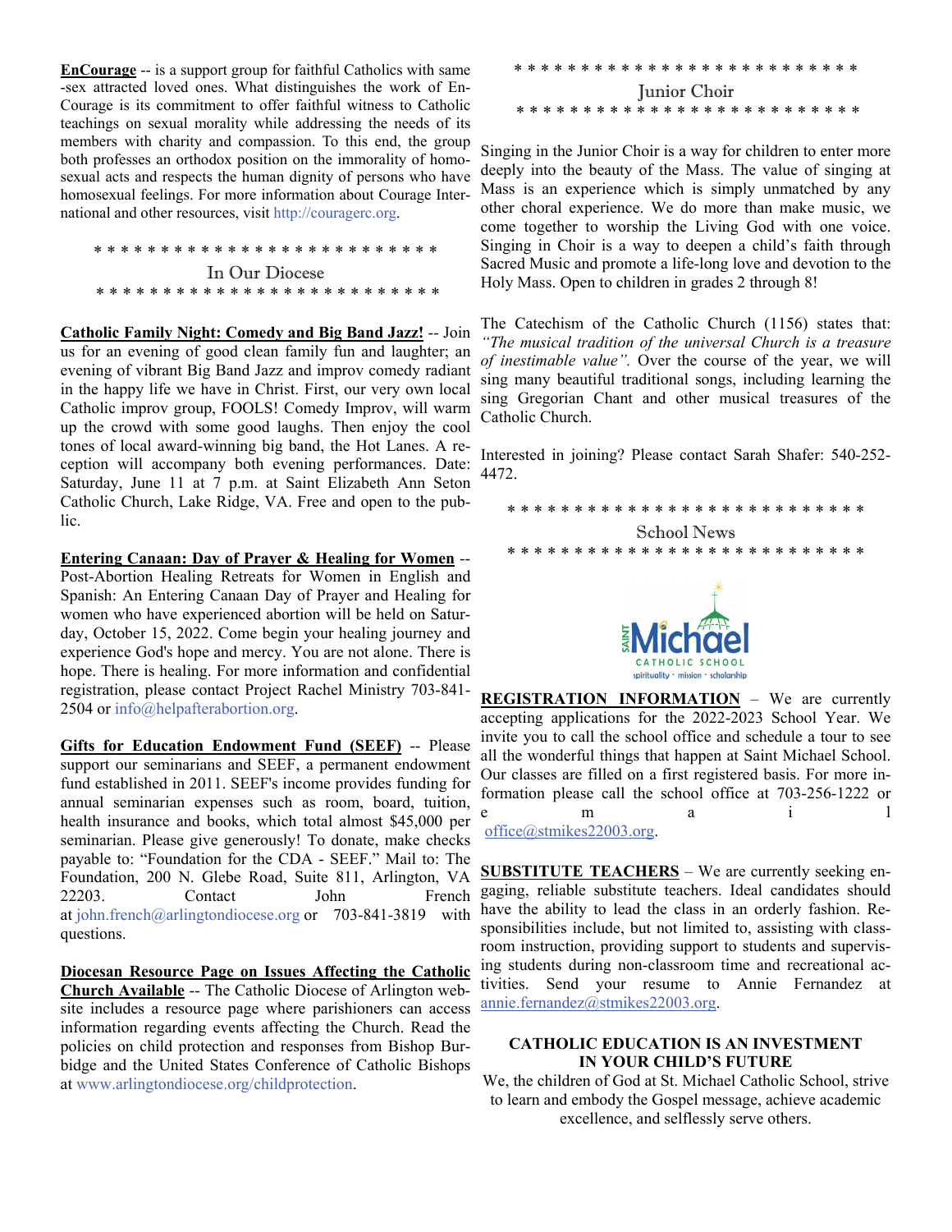**EnCourage** -- is a support group for faithful Catholics with same-sex attracted loved ones. What distinguishes the work of EnCourage is its commitment to offer faithful witness to Catholic teachings on sexual morality while addressing the needs of its members with charity and compassion. To this end, the group both professes an orthodox position on the immorality of homosexual acts and respects the human dignity of persons who have homosexual feelings. For more information about Courage International and other resources, visit http://couragerc.org.

* * * * * * * * * * * * * * * * * * * * * * * * * *

## In Our Diocese

* * * * * * * * * * * * * * * * * * * * * * * * * *

**Catholic Family Night: Comedy and Big Band Jazz!** -- Join us for an evening of good clean family fun and laughter; an evening of vibrant Big Band Jazz and improv comedy radiant in the happy life we have in Christ. First, our very own local Catholic improv group, FOOLS! Comedy Improv, will warm up the crowd with some good laughs. Then enjoy the cool tones of local award-winning big band, the Hot Lanes. A reception will accompany both evening performances. Date: Saturday, June 11 at 7 p.m. at Saint Elizabeth Ann Seton Catholic Church, Lake Ridge, VA. Free and open to the public.

**Entering Canaan: Day of Prayer & Healing for Women** -- Post-Abortion Healing Retreats for Women in English and Spanish: An Entering Canaan Day of Prayer and Healing for women who have experienced abortion will be held on Saturday, October 15, 2022. Come begin your healing journey and experience God's hope and mercy. You are not alone. There is hope. There is healing. For more information and confidential registration, please contact Project Rachel Ministry 703-841-2504 or info@helpafterabortion.org.

**Gifts for Education Endowment Fund (SEEF)** -- Please support our seminarians and SEEF, a permanent endowment fund established in 2011. SEEF's income provides funding for annual seminarian expenses such as room, board, tuition, health insurance and books, which total almost $45,000 per seminarian. Please give generously! To donate, make checks payable to: "Foundation for the CDA - SEEF." Mail to: The Foundation, 200 N. Glebe Road, Suite 811, Arlington, VA 22203. Contact John French at john.french@arlingtondiocese.org or 703-841-3819 with questions.

**Diocesan Resource Page on Issues Affecting the Catholic Church Available** -- The Catholic Diocese of Arlington website includes a resource page where parishioners can access information regarding events affecting the Church. Read the policies on child protection and responses from Bishop Burbidge and the United States Conference of Catholic Bishops at www.arlingtondiocese.org/childprotection.

* * * * * * * * * * * * * * * * * * * * * * * * * *

## Junior Choir

* * * * * * * * * * * * * * * * * * * * * * * * * *

Singing in the Junior Choir is a way for children to enter more deeply into the beauty of the Mass. The value of singing at Mass is an experience which is simply unmatched by any other choral experience. We do more than make music, we come together to worship the Living God with one voice. Singing in Choir is a way to deepen a child's faith through Sacred Music and promote a life-long love and devotion to the Holy Mass. Open to children in grades 2 through 8!

The Catechism of the Catholic Church (1156) states that: *"The musical tradition of the universal Church is a treasure of inestimable value".* Over the course of the year, we will sing many beautiful traditional songs, including learning the sing Gregorian Chant and other musical treasures of the Catholic Church.

Interested in joining? Please contact Sarah Shafer: 540-252-4472.

* * * * * * * * * * * * * * * * * * * * * * * * * *

## School News

* * * * * * * * * * * * * * * * * * * * * * * * * *

SAINT Michael CATHOLIC SCHOOL
spirituality · mission · scholarship

**REGISTRATION INFORMATION** – We are currently accepting applications for the 2022-2023 School Year. We invite you to call the school office and schedule a tour to see all the wonderful things that happen at Saint Michael School. Our classes are filled on a first registered basis. For more information please call the school office at 703-256-1222 or email office@stmikes22003.org.

**SUBSTITUTE TEACHERS** – We are currently seeking engaging, reliable substitute teachers. Ideal candidates should have the ability to lead the class in an orderly fashion. Responsibilities include, but not limited to, assisting with classroom instruction, providing support to students and supervising students during non-classroom time and recreational activities. Send your resume to Annie Fernandez at annie.fernandez@stmikes22003.org.

**CATHOLIC EDUCATION IS AN INVESTMENT IN YOUR CHILD'S FUTURE**

We, the children of God at St. Michael Catholic School, strive to learn and embody the Gospel message, achieve academic excellence, and selflessly serve others.